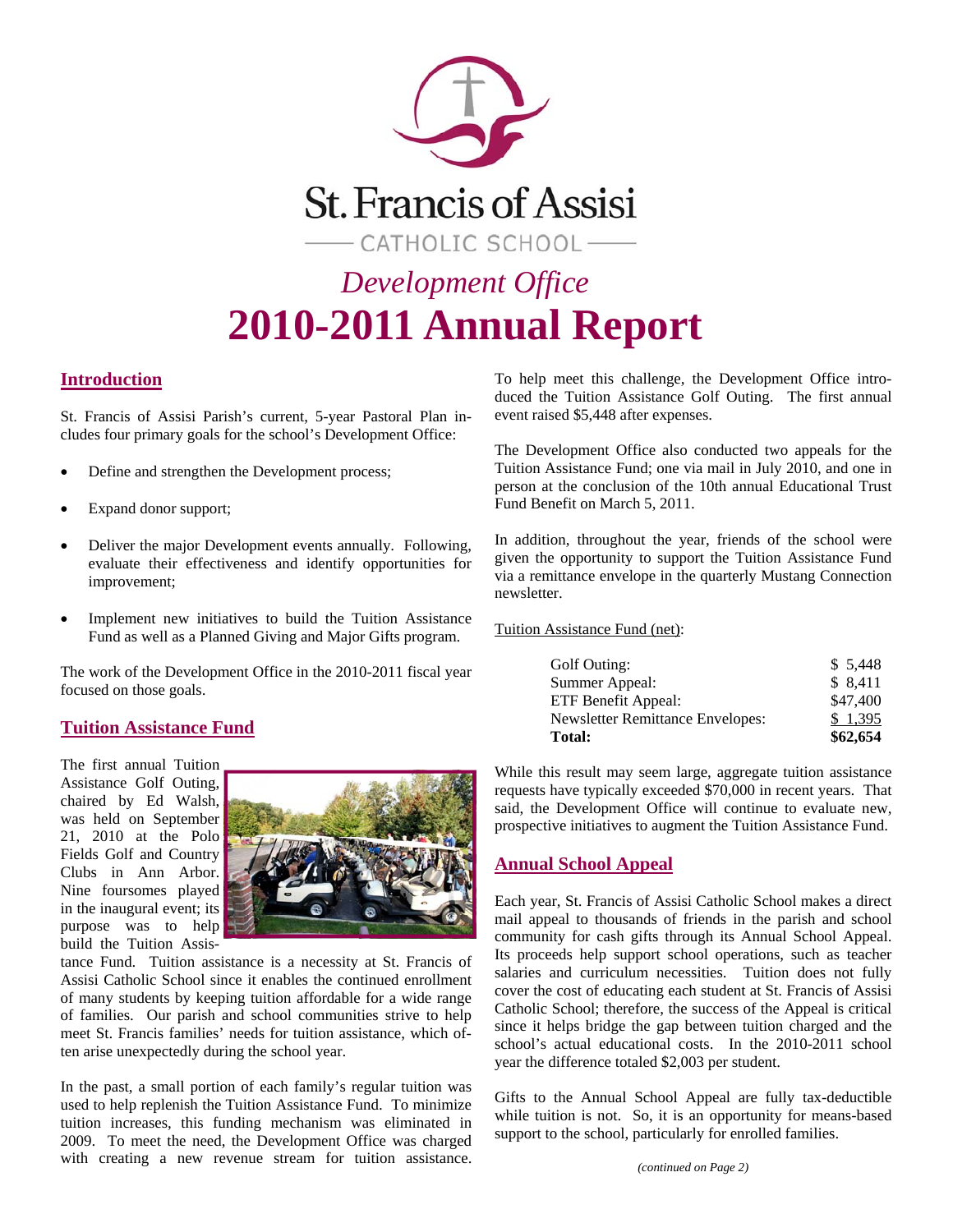# St. Francis of Assisi

CATHOLIC SCHOOL

*Development Office*

# 2010-2011 Annual Report

## Introduction

St. Francis of Assisi Parish's current, 5-year Pastoral Plan includes four primary goals for the school's Development Office:

- Define and strengthen the Development process;
- Expand donor support;
- Deliver the major Development events annually. Following, evaluate their effectiveness and identify opportunities for improvement;
- Implement new initiatives to build the Tuition Assistance Fund as well as a Planned Giving and Major Gifts program.

The work of the Development Office in the 2010-2011 fiscal year focused on those goals.

## Tuition Assistance Fund

The first annual Tuition Assistance Golf Outing, chaired by Ed Walsh, was held on September 21, 2010 at the Polo Fields Golf and Country Clubs in Ann Arbor. Nine foursomes played in the inaugural event; its purpose was to help build the Tuition Assistance Fund. Tuition assistance is a necessity at St. Francis of Assisi Catholic School since it enables the continued enrollment of many students by keeping tuition affordable for a wide range of families. Our parish and school communities strive to help meet St. Francis families' needs for tuition assistance, which often arise unexpectedly during the school year.

In the past, a small portion of each family's regular tuition was used to help replenish the Tuition Assistance Fund. To minimize tuition increases, this funding mechanism was eliminated in 2009. To meet the need, the Development Office was charged with creating a new revenue stream for tuition assistance. To help meet this challenge, the Development Office introduced the Tuition Assistance Golf Outing. The first annual event raised $5,448 after expenses.

The Development Office also conducted two appeals for the Tuition Assistance Fund; one via mail in July 2010, and one in person at the conclusion of the 10th annual Educational Trust Fund Benefit on March 5, 2011.

In addition, throughout the year, friends of the school were given the opportunity to support the Tuition Assistance Fund via a remittance envelope in the quarterly Mustang Connection newsletter.

Tuition Assistance Fund (net):

| | |
|---|---|
| Golf Outing: | $ 5,448 |
| Summer Appeal: | $ 8,411 |
| ETF Benefit Appeal: | $47,400 |
| Newsletter Remittance Envelopes: | $ 1,395 |
| **Total:** | **$62,654** |

While this result may seem large, aggregate tuition assistance requests have typically exceeded $70,000 in recent years. That said, the Development Office will continue to evaluate new, prospective initiatives to augment the Tuition Assistance Fund.

## Annual School Appeal

Each year, St. Francis of Assisi Catholic School makes a direct mail appeal to thousands of friends in the parish and school community for cash gifts through its Annual School Appeal. Its proceeds help support school operations, such as teacher salaries and curriculum necessities. Tuition does not fully cover the cost of educating each student at St. Francis of Assisi Catholic School; therefore, the success of the Appeal is critical since it helps bridge the gap between tuition charged and the school's actual educational costs. In the 2010-2011 school year the difference totaled $2,003 per student.

Gifts to the Annual School Appeal are fully tax-deductible while tuition is not. So, it is an opportunity for means-based support to the school, particularly for enrolled families.

*(continued on Page 2)*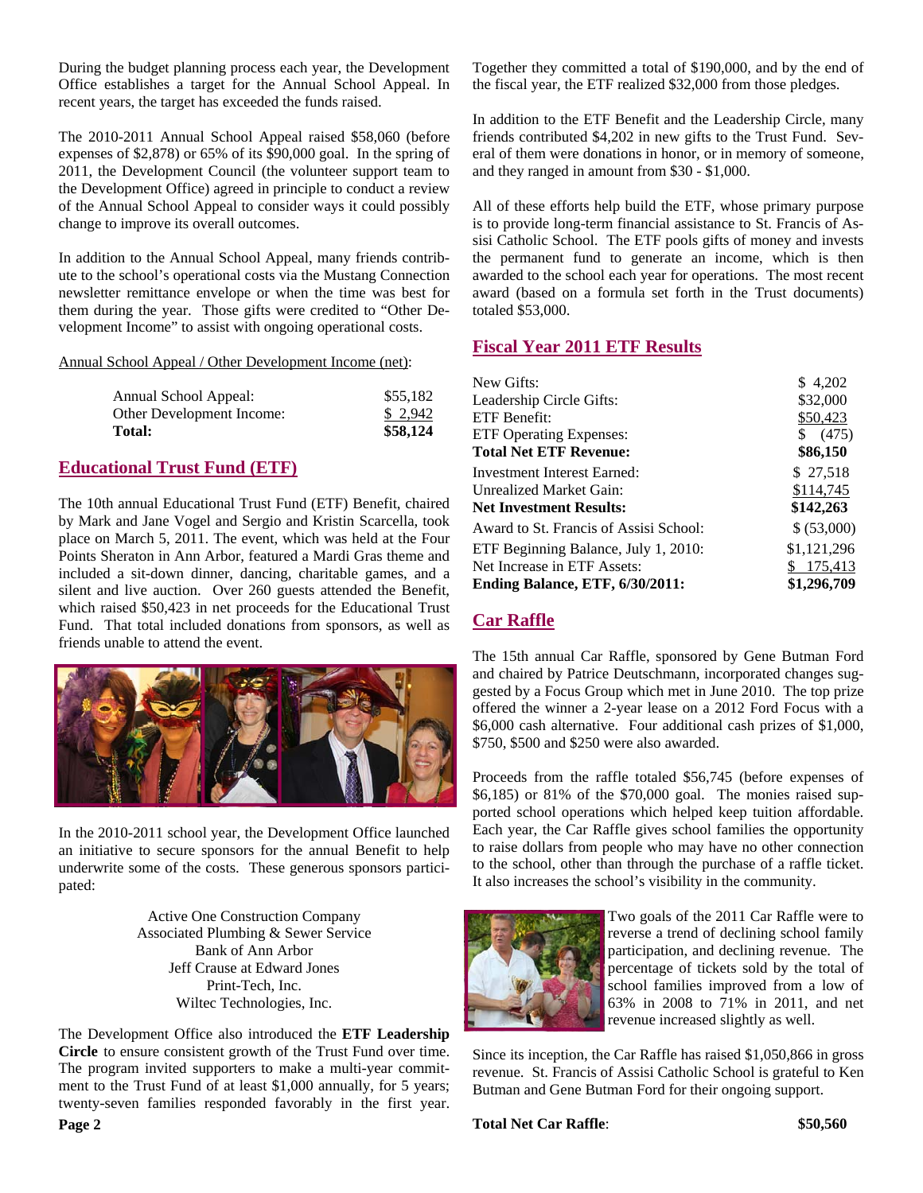During the budget planning process each year, the Development Office establishes a target for the Annual School Appeal. In recent years, the target has exceeded the funds raised.

The 2010-2011 Annual School Appeal raised $58,060 (before expenses of $2,878) or 65% of its $90,000 goal. In the spring of 2011, the Development Council (the volunteer support team to the Development Office) agreed in principle to conduct a review of the Annual School Appeal to consider ways it could possibly change to improve its overall outcomes.

In addition to the Annual School Appeal, many friends contribute to the school's operational costs via the Mustang Connection newsletter remittance envelope or when the time was best for them during the year. Those gifts were credited to "Other Development Income" to assist with ongoing operational costs.

Annual School Appeal / Other Development Income (net):

| | |
|---|---|
| Annual School Appeal: | $55,182 |
| Other Development Income: | $ 2,942 |
| **Total:** | **$58,124** |

## Educational Trust Fund (ETF)

The 10th annual Educational Trust Fund (ETF) Benefit, chaired by Mark and Jane Vogel and Sergio and Kristin Scarcella, took place on March 5, 2011. The event, which was held at the Four Points Sheraton in Ann Arbor, featured a Mardi Gras theme and included a sit-down dinner, dancing, charitable games, and a silent and live auction. Over 260 guests attended the Benefit, which raised $50,423 in net proceeds for the Educational Trust Fund. That total included donations from sponsors, as well as friends unable to attend the event.

In the 2010-2011 school year, the Development Office launched an initiative to secure sponsors for the annual Benefit to help underwrite some of the costs. These generous sponsors participated:

Active One Construction Company
Associated Plumbing & Sewer Service
Bank of Ann Arbor
Jeff Crause at Edward Jones
Print-Tech, Inc.
Wiltec Technologies, Inc.

The Development Office also introduced the **ETF Leadership Circle** to ensure consistent growth of the Trust Fund over time. The program invited supporters to make a multi-year commitment to the Trust Fund of at least $1,000 annually, for 5 years; twenty-seven families responded favorably in the first year. Together they committed a total of $190,000, and by the end of the fiscal year, the ETF realized $32,000 from those pledges.

In addition to the ETF Benefit and the Leadership Circle, many friends contributed $4,202 in new gifts to the Trust Fund. Several of them were donations in honor, or in memory of someone, and they ranged in amount from $30 - $1,000.

All of these efforts help build the ETF, whose primary purpose is to provide long-term financial assistance to St. Francis of Assisi Catholic School. The ETF pools gifts of money and invests the permanent fund to generate an income, which is then awarded to the school each year for operations. The most recent award (based on a formula set forth in the Trust documents) totaled $53,000.

## Fiscal Year 2011 ETF Results

| | |
|---|---|
| New Gifts: | $ 4,202 |
| Leadership Circle Gifts: | $32,000 |
| ETF Benefit: | $50,423 |
| ETF Operating Expenses: | $ (475) |
| **Total Net ETF Revenue:** | **$86,150** |
| Investment Interest Earned: | $ 27,518 |
| Unrealized Market Gain: | $114,745 |
| **Net Investment Results:** | **$142,263** |
| Award to St. Francis of Assisi School: | $ (53,000) |
| ETF Beginning Balance, July 1, 2010: | $1,121,296 |
| Net Increase in ETF Assets: | $ 175,413 |
| **Ending Balance, ETF, 6/30/2011:** | **$1,296,709** |

## Car Raffle

The 15th annual Car Raffle, sponsored by Gene Butman Ford and chaired by Patrice Deutschmann, incorporated changes suggested by a Focus Group which met in June 2010. The top prize offered the winner a 2-year lease on a 2012 Ford Focus with a $6,000 cash alternative. Four additional cash prizes of $1,000, $750, $500 and $250 were also awarded.

Proceeds from the raffle totaled $56,745 (before expenses of $6,185) or 81% of the $70,000 goal. The monies raised supported school operations which helped keep tuition affordable. Each year, the Car Raffle gives school families the opportunity to raise dollars from people who may have no other connection to the school, other than through the purchase of a raffle ticket. It also increases the school's visibility in the community.

Two goals of the 2011 Car Raffle were to reverse a trend of declining school family participation, and declining revenue. The percentage of tickets sold by the total of school families improved from a low of 63% in 2008 to 71% in 2011, and net revenue increased slightly as well.

Since its inception, the Car Raffle has raised $1,050,866 in gross revenue. St. Francis of Assisi Catholic School is grateful to Ken Butman and Gene Butman Ford for their ongoing support.

**Total Net Car Raffle**: **$50,560**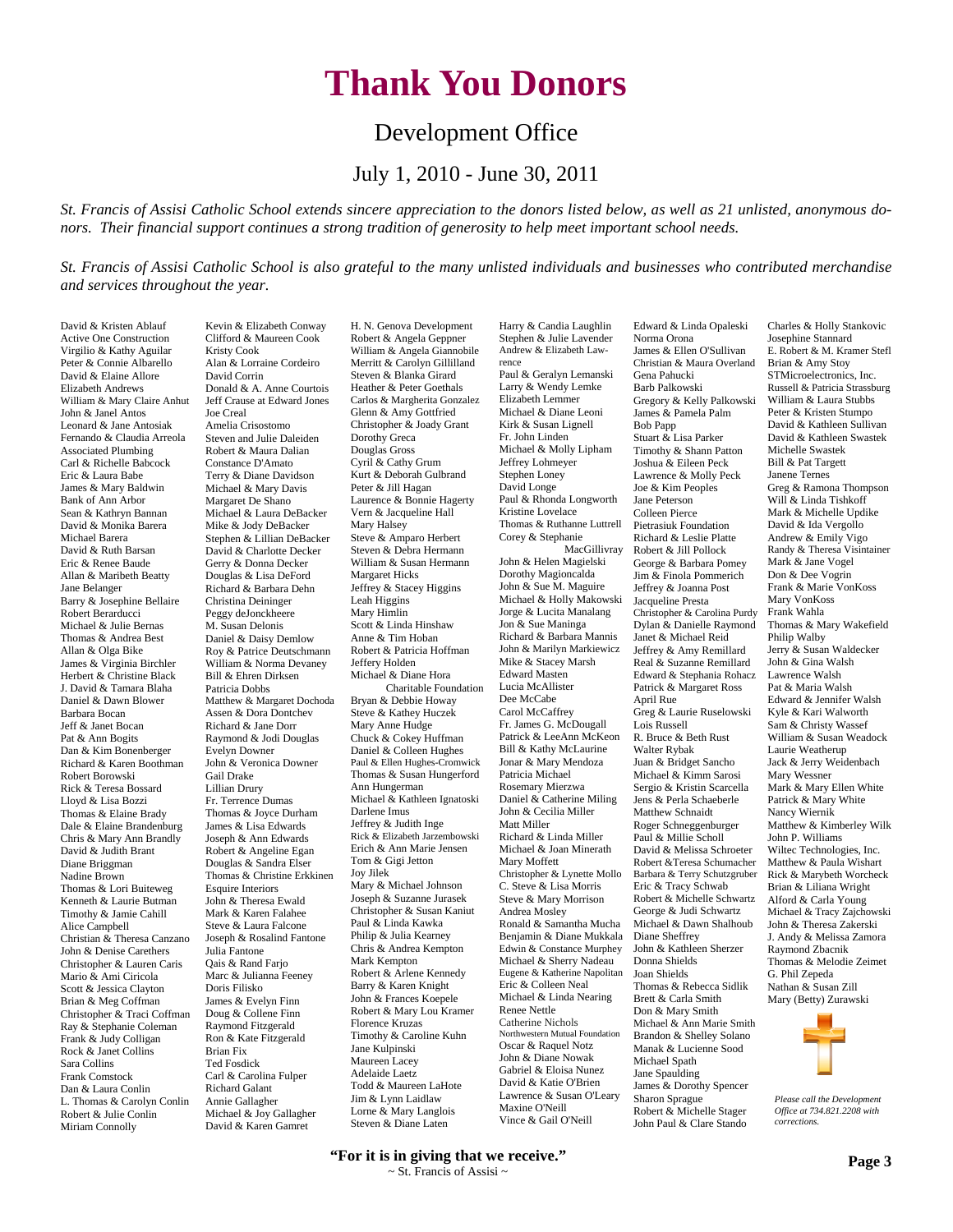# Thank You Donors

## Development Office

### July 1, 2010 - June 30, 2011

*St. Francis of Assisi Catholic School extends sincere appreciation to the donors listed below, as well as 21 unlisted, anonymous donors. Their financial support continues a strong tradition of generosity to help meet important school needs.*

*St. Francis of Assisi Catholic School is also grateful to the many unlisted individuals and businesses who contributed merchandise and services throughout the year.*

David & Kristen Ablauf
Active One Construction
Virgilio & Kathy Aguilar
Peter & Connie Albarello
David & Elaine Allore
Elizabeth Andrews
William & Mary Claire Anhut
John & Janel Antos
Leonard & Jane Antosiak
Fernando & Claudia Arreola
Associated Plumbing
Carl & Richelle Babcock
Eric & Laura Babe
James & Mary Baldwin
Bank of Ann Arbor
Sean & Kathryn Bannan
David & Monika Barera
Michael Barera
David & Ruth Barsan
Eric & Renee Baude
Allan & Maribeth Beatty
Jane Belanger
Barry & Josephine Bellaire
Robert Berarducci
Michael & Julie Bernas
Thomas & Andrea Best
Allan & Olga Bike
James & Virginia Birchler
Herbert & Christine Black
J. David & Tamara Blaha
Daniel & Dawn Blower
Barbara Bocan
Jeff & Janet Bocan
Pat & Ann Bogits
Dan & Kim Bonenberger
Richard & Karen Boothman
Robert Borowski
Rick & Teresa Bossard
Lloyd & Lisa Bozzi
Thomas & Elaine Brady
Dale & Elaine Brandenburg
Chris & Mary Ann Brandly
David & Judith Brant
Diane Briggman
Nadine Brown
Thomas & Lori Buiteweg
Kenneth & Laurie Butman
Timothy & Jamie Cahill
Alice Campbell
Christian & Theresa Canzano
John & Denise Carethers
Christopher & Lauren Caris
Mario & Ami Ciricola
Scott & Jessica Clayton
Brian & Meg Coffman
Christopher & Traci Coffman
Ray & Stephanie Coleman
Frank & Judy Colligan
Rock & Janet Collins
Sara Collins
Frank Comstock
Dan & Laura Conlin
L. Thomas & Carolyn Conlin
Robert & Julie Conlin
Miriam Connolly
Kevin & Elizabeth Conway
Clifford & Maureen Cook
Kristy Cook
Alan & Lorraine Cordeiro
David Corrin
Donald & A. Anne Courtois
Jeff Crause at Edward Jones
Joe Creal
Amelia Crisostomo
Steven and Julie Daleiden
Robert & Maura Dalian
Constance D'Amato
Terry & Diane Davidson
Michael & Mary Davis
Margaret De Shano
Michael & Laura DeBacker
Mike & Jody DeBacker
Stephen & Lillian DeBacker
David & Charlotte Decker
Gerry & Donna Decker
Douglas & Lisa DeFord
Richard & Barbara Dehn
Christina Deininger
Peggy deJonckheere
M. Susan Delonis
Daniel & Daisy Demlow
Roy & Patrice Deutschmann
William & Norma Devaney
Bill & Ehren Dirksen
Patricia Dobbs
Matthew & Margaret Dochoda
Assen & Dora Dontchev
Richard & Jane Dorr
Raymond & Jodi Douglas
Evelyn Downer
John & Veronica Downer
Gail Drake
Lillian Drury
Fr. Terrence Dumas
Thomas & Joyce Durham
James & Lisa Edwards
Joseph & Ann Edwards
Robert & Angeline Egan
Douglas & Sandra Elser
Thomas & Christine Erkkinen
Esquire Interiors
John & Theresa Ewald
Mark & Karen Falahee
Steve & Laura Falcone
Joseph & Rosalind Fantone
Julia Fantone
Qais & Rand Farjo
Marc & Julianna Feeney
Doris Filisko
James & Evelyn Finn
Doug & Collene Finn
Raymond Fitzgerald
Ron & Kate Fitzgerald
Brian Fix
Ted Fosdick
Carl & Carolina Fulper
Richard Galant
Annie Gallagher
Michael & Joy Gallagher
David & Karen Gamret
H. N. Genova Development
Robert & Angela Geppner
William & Angela Giannobile
Merritt & Carolyn Gillilland
Steven & Blanka Girard
Heather & Peter Goethals
Carlos & Margherita Gonzalez
Glenn & Amy Gottfried
Christopher & Joady Grant
Dorothy Greca
Douglas Gross
Cyril & Cathy Grum
Kurt & Deborah Gulbrand
Peter & Jill Hagan
Laurence & Bonnie Hagerty
Vern & Jacqueline Hall
Mary Halsey
Steve & Amparo Herbert
Steven & Debra Hermann
William & Susan Hermann
Margaret Hicks
Jeffrey & Stacey Higgins
Leah Higgins
Mary Himlin
Scott & Linda Hinshaw
Anne & Tim Hoban
Robert & Patricia Hoffman
Jeffery Holden
Michael & Diane Hora Charitable Foundation
Bryan & Debbie Howay
Steve & Kathey Huczek
Mary Anne Hudge
Chuck & Cokey Huffman
Daniel & Colleen Hughes
Paul & Ellen Hughes-Cromwick
Thomas & Susan Hungerford
Ann Hungerman
Michael & Kathleen Ignatoski
Darlene Imus
Jeffrey & Judith Inge
Rick & Elizabeth Jarzembowski
Erich & Ann Marie Jensen
Tom & Gigi Jetton
Joy Jilek
Mary & Michael Johnson
Joseph & Suzanne Jurasek
Christopher & Susan Kaniut
Paul & Linda Kawka
Philip & Julia Kearney
Chris & Andrea Kempton
Mark Kempton
Robert & Arlene Kennedy
Barry & Karen Knight
John & Frances Koepele
Robert & Mary Lou Kramer
Florence Kruzas
Timothy & Caroline Kuhn
Jane Kulpinski
Maureen Lacey
Adelaide Laetz
Todd & Maureen LaHote
Jim & Lynn Laidlaw
Lorne & Mary Langlois
Steven & Diane Laten
Harry & Candia Laughlin
Stephen & Julie Lavender
Andrew & Elizabeth Lawrence
Paul & Geralyn Lemanski
Larry & Wendy Lemke
Elizabeth Lemmer
Michael & Diane Leoni
Kirk & Susan Lignell
Fr. John Linden
Michael & Molly Lipham
Jeffrey Lohmeyer
Stephen Loney
David Longe
Paul & Rhonda Longworth
Kristine Lovelace
Thomas & Ruthanne Luttrell
Corey & Stephanie MacGillivray
John & Helen Magielski
Dorothy Magioncalda
John & Sue M. Maguire
Michael & Holly Makowski
Jorge & Lucita Manalang
Jon & Sue Maninga
Richard & Barbara Mannis
John & Marilyn Markiewicz
Mike & Stacey Marsh
Edward Masten
Lucia McAllister
Dee McCabe
Carol McCaffrey
Fr. James G. McDougall
Patrick & LeeAnn McKeon
Bill & Kathy McLaurine
Jonar & Mary Mendoza
Patricia Michael
Rosemary Mierzwa
Daniel & Catherine Miling
John & Cecilia Miller
Matt Miller
Richard & Linda Miller
Michael & Joan Minerath
Mary Moffett
Christopher & Lynette Mollo
C. Steve & Lisa Morris
Steve & Mary Morrison
Andrea Mosley
Ronald & Samantha Mucha
Benjamin & Diane Mukkala
Edwin & Constance Murphey
Michael & Sherry Nadeau
Eugene & Katherine Napolitan
Eric & Colleen Neal
Michael & Linda Nearing
Renee Nettle
Catherine Nichols
Northwestern Mutual Foundation
Oscar & Raquel Notz
John & Diane Nowak
Gabriel & Eloisa Nunez
David & Katie O'Brien
Lawrence & Susan O'Leary
Maxine O'Neill
Vince & Gail O'Neill
Edward & Linda Opaleski
Norma Orona
James & Ellen O'Sullivan
Christian & Maura Overland
Gena Pahucki
Barb Palkowski
Gregory & Kelly Palkowski
James & Pamela Palm
Bob Papp
Stuart & Lisa Parker
Timothy & Shann Patton
Joshua & Eileen Peck
Lawrence & Molly Peck
Joe & Kim Peoples
Jane Peterson
Colleen Pierce
Pietrasiuk Foundation
Richard & Leslie Platte
Robert & Jill Pollock
George & Barbara Pomey
Jim & Finola Pommerich
Jeffrey & Joanna Post
Jacqueline Presta
Christopher & Carolina Purdy
Dylan & Danielle Raymond
Janet & Michael Reid
Jeffrey & Amy Remillard
Real & Suzanne Remillard
Edward & Stephania Rohacz
Patrick & Margaret Ross
April Rue
Greg & Laurie Ruselowski
Lois Russell
R. Bruce & Beth Rust
Walter Rybak
Juan & Bridget Sancho
Michael & Kimm Sarosi
Sergio & Kristin Scarcella
Jens & Perla Schaeberle
Matthew Schnaidt
Roger Schneggenburger
Paul & Millie Scholl
David & Melissa Schroeter
Robert &Teresa Schumacher
Barbara & Terry Schutzgruber
Eric & Tracy Schwab
Robert & Michelle Schwartz
George & Judi Schwartz
Michael & Dawn Shalhoub
Diane Sheffrey
John & Kathleen Sherzer
Donna Shields
Joan Shields
Thomas & Rebecca Sidlik
Brett & Carla Smith
Don & Mary Smith
Michael & Ann Marie Smith
Brandon & Shelley Solano
Manak & Lucienne Sood
Michael Spath
Jane Spaulding
James & Dorothy Spencer
Sharon Sprague
Robert & Michelle Stager
John Paul & Clare Stando
Charles & Holly Stankovic
Josephine Stannard
E. Robert & M. Kramer Stefl
Brian & Amy Stoy
STMicroelectronics, Inc.
Russell & Patricia Strassburg
William & Laura Stubbs
Peter & Kristen Stumpo
David & Kathleen Sullivan
David & Kathleen Swastek
Michelle Swastek
Bill & Pat Targett
Janene Ternes
Greg & Ramona Thompson
Will & Linda Tishkoff
Mark & Michelle Updike
David & Ida Vergollo
Andrew & Emily Vigo
Randy & Theresa Visintainer
Mark & Jane Vogel
Don & Dee Vogrin
Frank & Marie VonKoss
Mary VonKoss
Frank Wahla
Thomas & Mary Wakefield
Philip Walby
Jerry & Susan Waldecker
John & Gina Walsh
Lawrence Walsh
Pat & Maria Walsh
Edward & Jennifer Walsh
Kyle & Kari Walworth
Sam & Christy Wassef
William & Susan Weadock
Laurie Weatherup
Jack & Jerry Weidenbach
Mary Wessner
Mark & Mary Ellen White
Patrick & Mary White
Nancy Wiernik
Matthew & Kimberley Wilk
John P. Williams
Wiltec Technologies, Inc.
Matthew & Paula Wishart
Rick & Marybeth Worcheck
Brian & Liliana Wright
Alford & Carla Young
Michael & Tracy Zajchowski
John & Theresa Zakerski
J. Andy & Melissa Zamora
Raymond Zbacnik
Thomas & Melodie Zeimet
G. Phil Zepeda
Nathan & Susan Zill
Mary (Betty) Zurawski

*Please call the Development Office at 734.821.2208 with corrections.*

**"For it is in giving that we receive."**
~ St. Francis of Assisi ~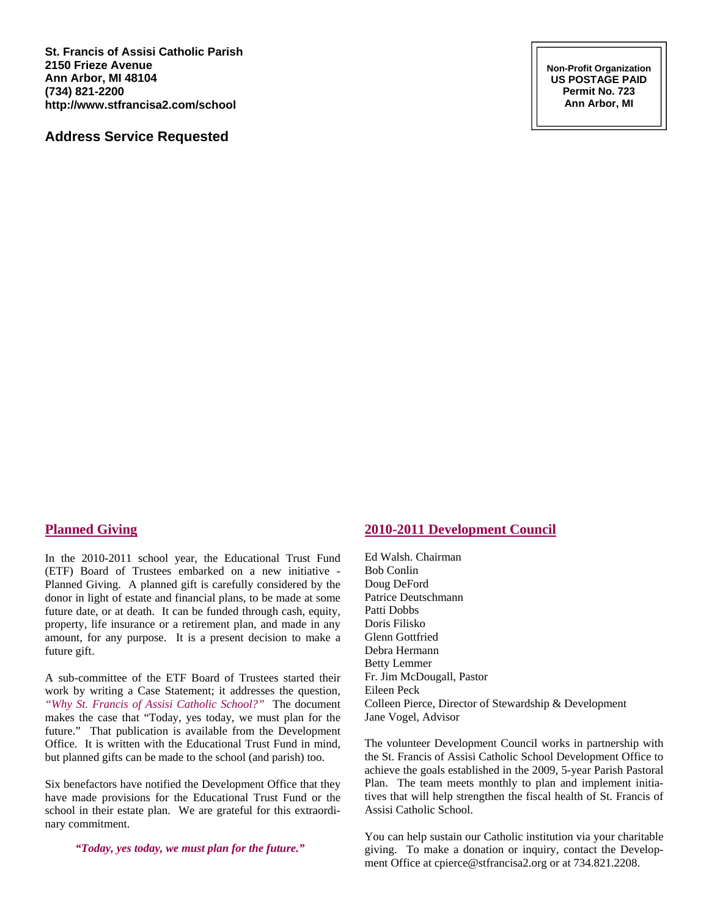**St. Francis of Assisi Catholic Parish**
**2150 Frieze Avenue**
**Ann Arbor, MI 48104**
**(734) 821-2200**
**http://www.stfrancisa2.com/school**

**Address Service Requested**

**Non-Profit Organization**
**US POSTAGE PAID**
**Permit No. 723**
**Ann Arbor, MI**

## Planned Giving

In the 2010-2011 school year, the Educational Trust Fund (ETF) Board of Trustees embarked on a new initiative - Planned Giving. A planned gift is carefully considered by the donor in light of estate and financial plans, to be made at some future date, or at death. It can be funded through cash, equity, property, life insurance or a retirement plan, and made in any amount, for any purpose. It is a present decision to make a future gift.

A sub-committee of the ETF Board of Trustees started their work by writing a Case Statement; it addresses the question, *"Why St. Francis of Assisi Catholic School?"* The document makes the case that "Today, yes today, we must plan for the future." That publication is available from the Development Office. It is written with the Educational Trust Fund in mind, but planned gifts can be made to the school (and parish) too.

Six benefactors have notified the Development Office that they have made provisions for the Educational Trust Fund or the school in their estate plan. We are grateful for this extraordinary commitment.

***"Today, yes today, we must plan for the future."***

## 2010-2011 Development Council

Ed Walsh. Chairman
Bob Conlin
Doug DeFord
Patrice Deutschmann
Patti Dobbs
Doris Filisko
Glenn Gottfried
Debra Hermann
Betty Lemmer
Fr. Jim McDougall, Pastor
Eileen Peck
Colleen Pierce, Director of Stewardship & Development
Jane Vogel, Advisor

The volunteer Development Council works in partnership with the St. Francis of Assisi Catholic School Development Office to achieve the goals established in the 2009, 5-year Parish Pastoral Plan. The team meets monthly to plan and implement initiatives that will help strengthen the fiscal health of St. Francis of Assisi Catholic School.

You can help sustain our Catholic institution via your charitable giving. To make a donation or inquiry, contact the Development Office at cpierce@stfrancisa2.org or at 734.821.2208.